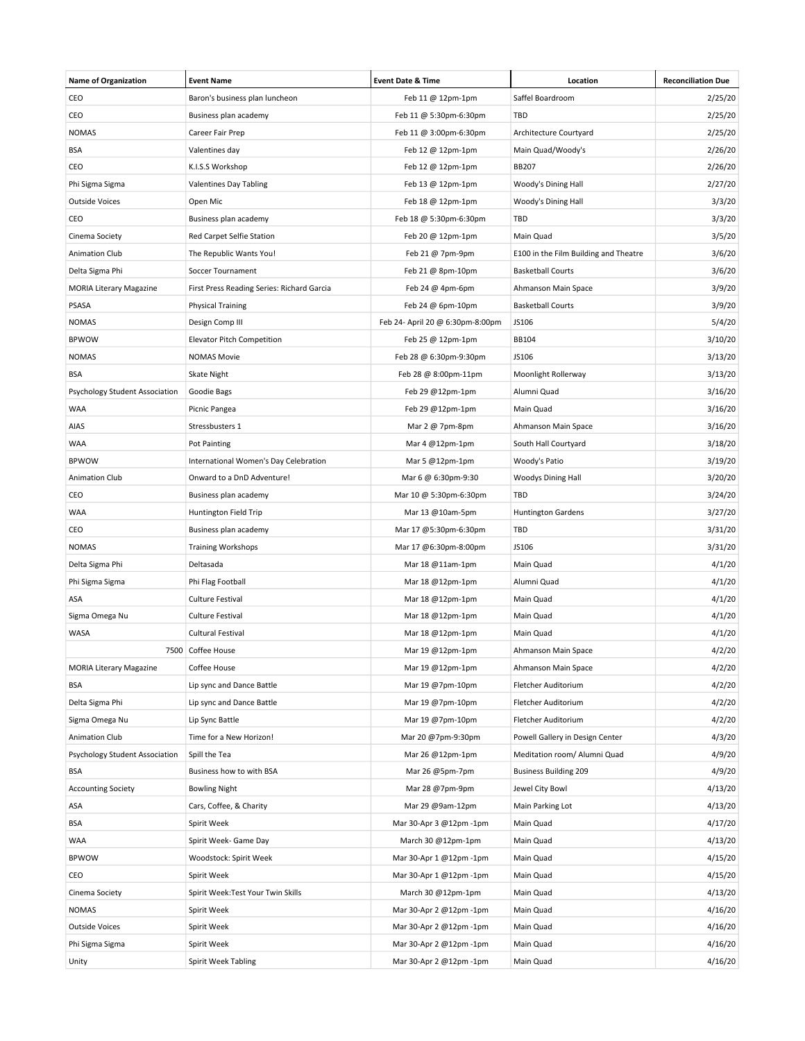| Name of Organization | Event Name | Event Date & Time | Location | Reconciliation Due |
|---|---|---|---|---|
| CEO | Baron's business plan luncheon | Feb 11 @ 12pm-1pm | Saffel Boardroom | 2/25/20 |
| CEO | Business plan academy | Feb 11 @ 5:30pm-6:30pm | TBD | 2/25/20 |
| NOMAS | Career Fair Prep | Feb 11 @ 3:00pm-6:30pm | Architecture Courtyard | 2/25/20 |
| BSA | Valentines day | Feb 12 @ 12pm-1pm | Main Quad/Woody's | 2/26/20 |
| CEO | K.I.S.S Workshop | Feb 12 @ 12pm-1pm | BB207 | 2/26/20 |
| Phi Sigma Sigma | Valentines Day Tabling | Feb 13 @ 12pm-1pm | Woody's Dining Hall | 2/27/20 |
| Outside Voices | Open Mic | Feb 18 @ 12pm-1pm | Woody's Dining Hall | 3/3/20 |
| CEO | Business plan academy | Feb 18 @ 5:30pm-6:30pm | TBD | 3/3/20 |
| Cinema Society | Red Carpet Selfie Station | Feb 20 @ 12pm-1pm | Main Quad | 3/5/20 |
| Animation Club | The Republic Wants You! | Feb 21 @ 7pm-9pm | E100 in the Film Building and Theatre | 3/6/20 |
| Delta Sigma Phi | Soccer Tournament | Feb 21 @ 8pm-10pm | Basketball Courts | 3/6/20 |
| MORIA Literary Magazine | First Press Reading Series: Richard Garcia | Feb 24 @ 4pm-6pm | Ahmanson Main Space | 3/9/20 |
| PSASA | Physical Training | Feb 24 @ 6pm-10pm | Basketball Courts | 3/9/20 |
| NOMAS | Design Comp III | Feb 24- April 20 @ 6:30pm-8:00pm | JS106 | 5/4/20 |
| BPWOW | Elevator Pitch Competition | Feb 25 @ 12pm-1pm | BB104 | 3/10/20 |
| NOMAS | NOMAS Movie | Feb 28 @ 6:30pm-9:30pm | JS106 | 3/13/20 |
| BSA | Skate Night | Feb 28 @ 8:00pm-11pm | Moonlight Rollerway | 3/13/20 |
| Psychology Student Association | Goodie Bags | Feb 29 @12pm-1pm | Alumni Quad | 3/16/20 |
| WAA | Picnic Pangea | Feb 29 @12pm-1pm | Main Quad | 3/16/20 |
| AIAS | Stressbusters 1 | Mar 2 @ 7pm-8pm | Ahmanson Main Space | 3/16/20 |
| WAA | Pot Painting | Mar 4 @12pm-1pm | South Hall Courtyard | 3/18/20 |
| BPWOW | International Women's Day Celebration | Mar 5 @12pm-1pm | Woody's Patio | 3/19/20 |
| Animation Club | Onward to a DnD Adventure! | Mar 6 @ 6:30pm-9:30 | Woodys Dining Hall | 3/20/20 |
| CEO | Business plan academy | Mar 10 @ 5:30pm-6:30pm | TBD | 3/24/20 |
| WAA | Huntington Field Trip | Mar 13 @10am-5pm | Huntington Gardens | 3/27/20 |
| CEO | Business plan academy | Mar 17 @5:30pm-6:30pm | TBD | 3/31/20 |
| NOMAS | Training Workshops | Mar 17 @6:30pm-8:00pm | JS106 | 3/31/20 |
| Delta Sigma Phi | Deltasada | Mar 18 @11am-1pm | Main Quad | 4/1/20 |
| Phi Sigma Sigma | Phi Flag Football | Mar 18 @12pm-1pm | Alumni Quad | 4/1/20 |
| ASA | Culture Festival | Mar 18 @12pm-1pm | Main Quad | 4/1/20 |
| Sigma Omega Nu | Culture Festival | Mar 18 @12pm-1pm | Main Quad | 4/1/20 |
| WASA | Cultural Festival | Mar 18 @12pm-1pm | Main Quad | 4/1/20 |
| 7500 | Coffee House | Mar 19 @12pm-1pm | Ahmanson Main Space | 4/2/20 |
| MORIA Literary Magazine | Coffee House | Mar 19 @12pm-1pm | Ahmanson Main Space | 4/2/20 |
| BSA | Lip sync and Dance Battle | Mar 19 @7pm-10pm | Fletcher Auditorium | 4/2/20 |
| Delta Sigma Phi | Lip sync and Dance Battle | Mar 19 @7pm-10pm | Fletcher Auditorium | 4/2/20 |
| Sigma Omega Nu | Lip Sync Battle | Mar 19 @7pm-10pm | Fletcher Auditorium | 4/2/20 |
| Animation Club | Time for a New Horizon! | Mar 20 @7pm-9:30pm | Powell Gallery in Design Center | 4/3/20 |
| Psychology Student Association | Spill the Tea | Mar 26 @12pm-1pm | Meditation room/ Alumni Quad | 4/9/20 |
| BSA | Business how to with BSA | Mar 26 @5pm-7pm | Business Building 209 | 4/9/20 |
| Accounting Society | Bowling Night | Mar 28 @7pm-9pm | Jewel City Bowl | 4/13/20 |
| ASA | Cars, Coffee, & Charity | Mar 29 @9am-12pm | Main Parking Lot | 4/13/20 |
| BSA | Spirit Week | Mar 30-Apr 3 @12pm -1pm | Main Quad | 4/17/20 |
| WAA | Spirit Week- Game Day | March 30 @12pm-1pm | Main Quad | 4/13/20 |
| BPWOW | Woodstock: Spirit Week | Mar 30-Apr 1 @12pm -1pm | Main Quad | 4/15/20 |
| CEO | Spirit Week | Mar 30-Apr 1 @12pm -1pm | Main Quad | 4/15/20 |
| Cinema Society | Spirit Week:Test Your Twin Skills | March 30 @12pm-1pm | Main Quad | 4/13/20 |
| NOMAS | Spirit Week | Mar 30-Apr 2 @12pm -1pm | Main Quad | 4/16/20 |
| Outside Voices | Spirit Week | Mar 30-Apr 2 @12pm -1pm | Main Quad | 4/16/20 |
| Phi Sigma Sigma | Spirit Week | Mar 30-Apr 2 @12pm -1pm | Main Quad | 4/16/20 |
| Unity | Spirit Week Tabling | Mar 30-Apr 2 @12pm -1pm | Main Quad | 4/16/20 |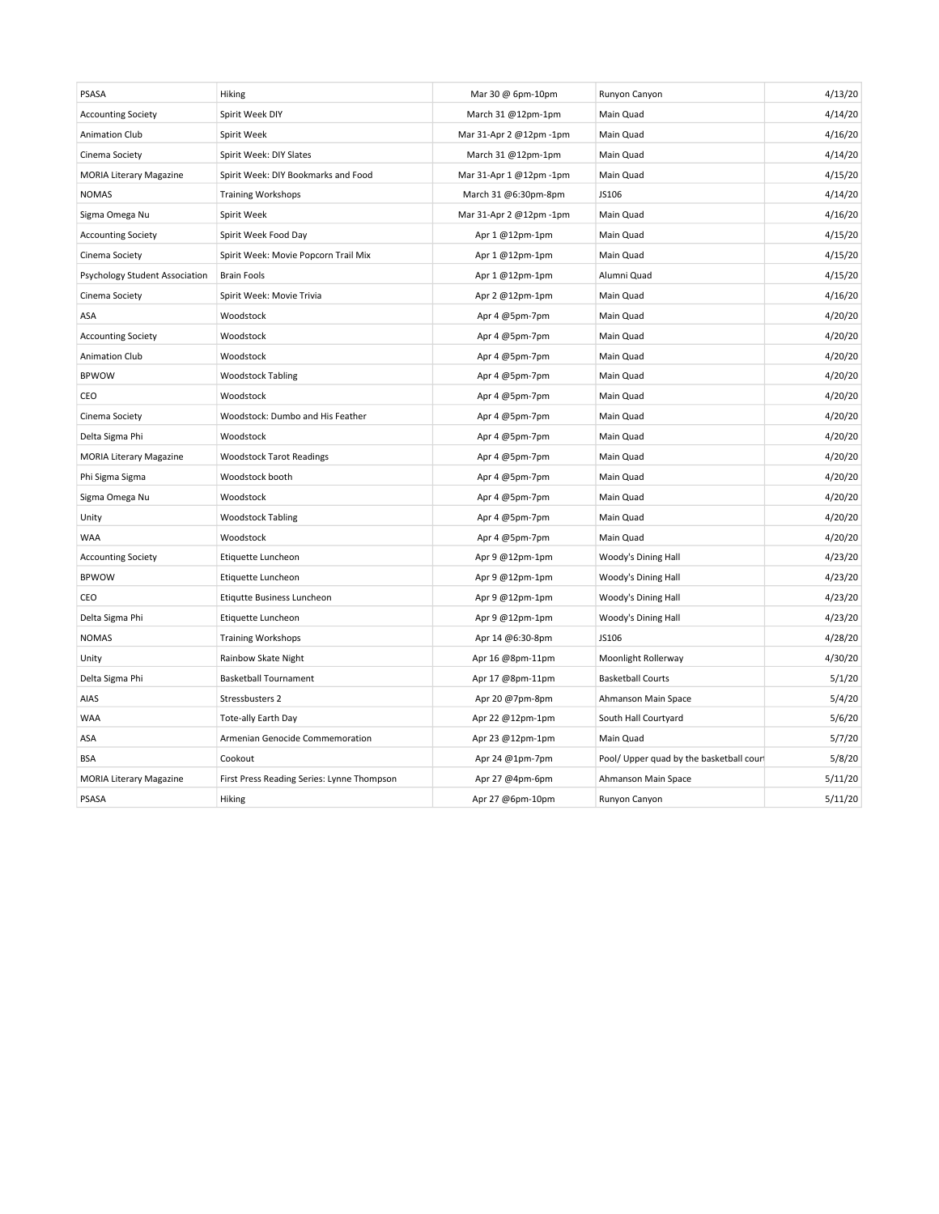| | | | | |
|---|---|---|---|---|
| PSASA | Hiking | Mar 30 @ 6pm-10pm | Runyon Canyon | 4/13/20 |
| Accounting Society | Spirit Week DIY | March 31 @12pm-1pm | Main Quad | 4/14/20 |
| Animation Club | Spirit Week | Mar 31-Apr 2 @12pm -1pm | Main Quad | 4/16/20 |
| Cinema Society | Spirit Week: DIY Slates | March 31 @12pm-1pm | Main Quad | 4/14/20 |
| MORIA Literary Magazine | Spirit Week: DIY Bookmarks and Food | Mar 31-Apr 1 @12pm -1pm | Main Quad | 4/15/20 |
| NOMAS | Training Workshops | March 31 @6:30pm-8pm | JS106 | 4/14/20 |
| Sigma Omega Nu | Spirit Week | Mar 31-Apr 2 @12pm -1pm | Main Quad | 4/16/20 |
| Accounting Society | Spirit Week Food Day | Apr 1 @12pm-1pm | Main Quad | 4/15/20 |
| Cinema Society | Spirit Week: Movie Popcorn Trail Mix | Apr 1 @12pm-1pm | Main Quad | 4/15/20 |
| Psychology Student Association | Brain Fools | Apr 1 @12pm-1pm | Alumni Quad | 4/15/20 |
| Cinema Society | Spirit Week: Movie Trivia | Apr 2 @12pm-1pm | Main Quad | 4/16/20 |
| ASA | Woodstock | Apr 4 @5pm-7pm | Main Quad | 4/20/20 |
| Accounting Society | Woodstock | Apr 4 @5pm-7pm | Main Quad | 4/20/20 |
| Animation Club | Woodstock | Apr 4 @5pm-7pm | Main Quad | 4/20/20 |
| BPWOW | Woodstock Tabling | Apr 4 @5pm-7pm | Main Quad | 4/20/20 |
| CEO | Woodstock | Apr 4 @5pm-7pm | Main Quad | 4/20/20 |
| Cinema Society | Woodstock: Dumbo and His Feather | Apr 4 @5pm-7pm | Main Quad | 4/20/20 |
| Delta Sigma Phi | Woodstock | Apr 4 @5pm-7pm | Main Quad | 4/20/20 |
| MORIA Literary Magazine | Woodstock Tarot Readings | Apr 4 @5pm-7pm | Main Quad | 4/20/20 |
| Phi Sigma Sigma | Woodstock booth | Apr 4 @5pm-7pm | Main Quad | 4/20/20 |
| Sigma Omega Nu | Woodstock | Apr 4 @5pm-7pm | Main Quad | 4/20/20 |
| Unity | Woodstock Tabling | Apr 4 @5pm-7pm | Main Quad | 4/20/20 |
| WAA | Woodstock | Apr 4 @5pm-7pm | Main Quad | 4/20/20 |
| Accounting Society | Etiquette Luncheon | Apr 9 @12pm-1pm | Woody's Dining Hall | 4/23/20 |
| BPWOW | Etiquette Luncheon | Apr 9 @12pm-1pm | Woody's Dining Hall | 4/23/20 |
| CEO | Etiqutte Business Luncheon | Apr 9 @12pm-1pm | Woody's Dining Hall | 4/23/20 |
| Delta Sigma Phi | Etiquette Luncheon | Apr 9 @12pm-1pm | Woody's Dining Hall | 4/23/20 |
| NOMAS | Training Workshops | Apr 14 @6:30-8pm | JS106 | 4/28/20 |
| Unity | Rainbow Skate Night | Apr 16 @8pm-11pm | Moonlight Rollerway | 4/30/20 |
| Delta Sigma Phi | Basketball Tournament | Apr 17 @8pm-11pm | Basketball Courts | 5/1/20 |
| AIAS | Stressbusters 2 | Apr 20 @7pm-8pm | Ahmanson Main Space | 5/4/20 |
| WAA | Tote-ally Earth Day | Apr 22 @12pm-1pm | South Hall Courtyard | 5/6/20 |
| ASA | Armenian Genocide Commemoration | Apr 23 @12pm-1pm | Main Quad | 5/7/20 |
| BSA | Cookout | Apr 24 @1pm-7pm | Pool/ Upper quad by the basketball court | 5/8/20 |
| MORIA Literary Magazine | First Press Reading Series: Lynne Thompson | Apr 27 @4pm-6pm | Ahmanson Main Space | 5/11/20 |
| PSASA | Hiking | Apr 27 @6pm-10pm | Runyon Canyon | 5/11/20 |